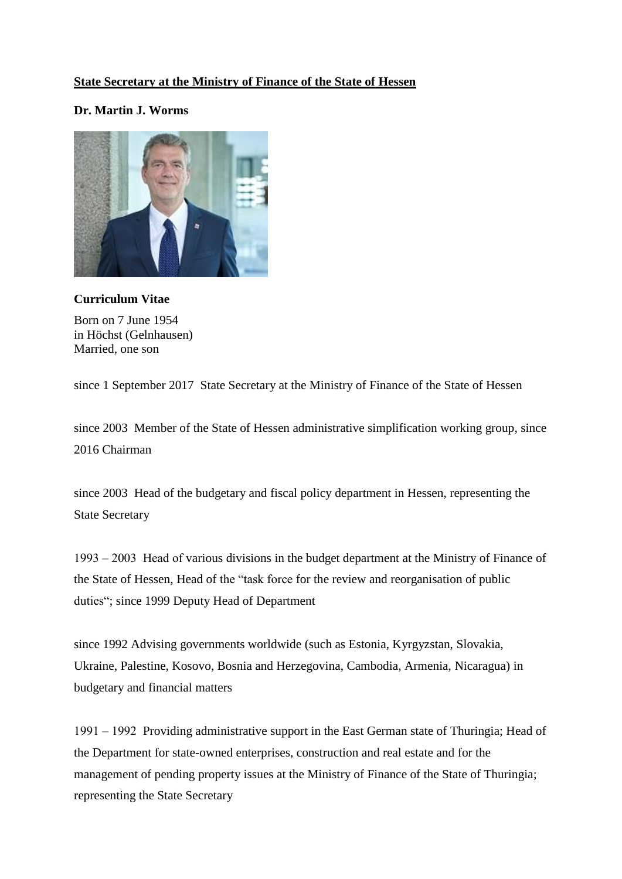**State Secretary at the Ministry of Finance of the State of Hessen**

**Dr. Martin J. Worms**

**Curriculum Vitae**

Born on 7 June 1954
in Höchst (Gelnhausen)
Married, one son

since 1 September 2017 State Secretary at the Ministry of Finance of the State of Hessen

since 2003 Member of the State of Hessen administrative simplification working group, since 2016 Chairman

since 2003 Head of the budgetary and fiscal policy department in Hessen, representing the State Secretary

1993 – 2003 Head of various divisions in the budget department at the Ministry of Finance of the State of Hessen, Head of the "task force for the review and reorganisation of public duties"; since 1999 Deputy Head of Department

since 1992 Advising governments worldwide (such as Estonia, Kyrgyzstan, Slovakia, Ukraine, Palestine, Kosovo, Bosnia and Herzegovina, Cambodia, Armenia, Nicaragua) in budgetary and financial matters

1991 – 1992 Providing administrative support in the East German state of Thuringia; Head of the Department for state-owned enterprises, construction and real estate and for the management of pending property issues at the Ministry of Finance of the State of Thuringia; representing the State Secretary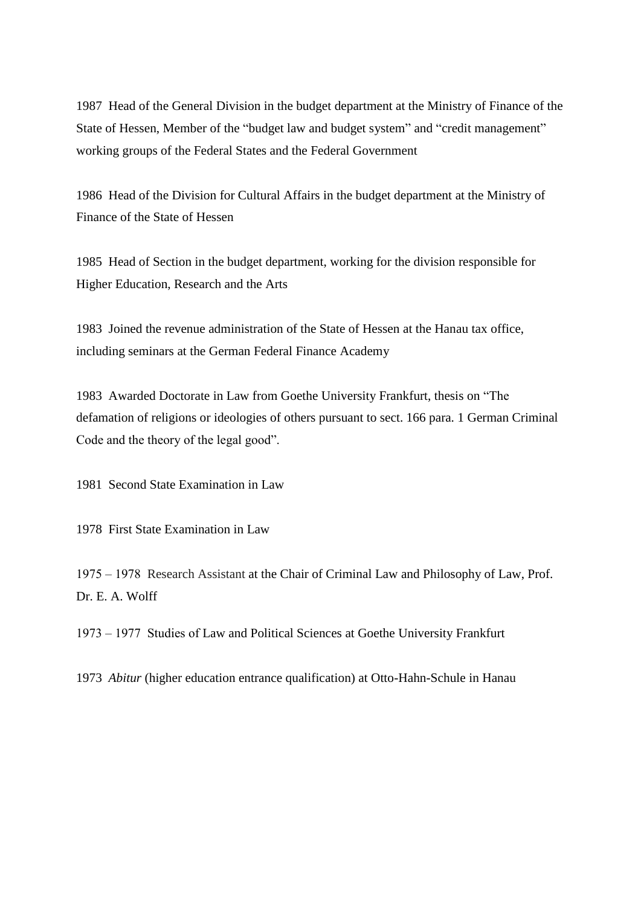1987  Head of the General Division in the budget department at the Ministry of Finance of the State of Hessen, Member of the “budget law and budget system” and “credit management” working groups of the Federal States and the Federal Government

1986  Head of the Division for Cultural Affairs in the budget department at the Ministry of Finance of the State of Hessen

1985  Head of Section in the budget department, working for the division responsible for Higher Education, Research and the Arts

1983  Joined the revenue administration of the State of Hessen at the Hanau tax office, including seminars at the German Federal Finance Academy

1983  Awarded Doctorate in Law from Goethe University Frankfurt, thesis on “The defamation of religions or ideologies of others pursuant to sect. 166 para. 1 German Criminal Code and the theory of the legal good”.

1981  Second State Examination in Law

1978  First State Examination in Law

1975 – 1978  Research Assistant at the Chair of Criminal Law and Philosophy of Law, Prof. Dr. E. A. Wolff

1973 – 1977  Studies of Law and Political Sciences at Goethe University Frankfurt

1973  *Abitur* (higher education entrance qualification) at Otto-Hahn-Schule in Hanau